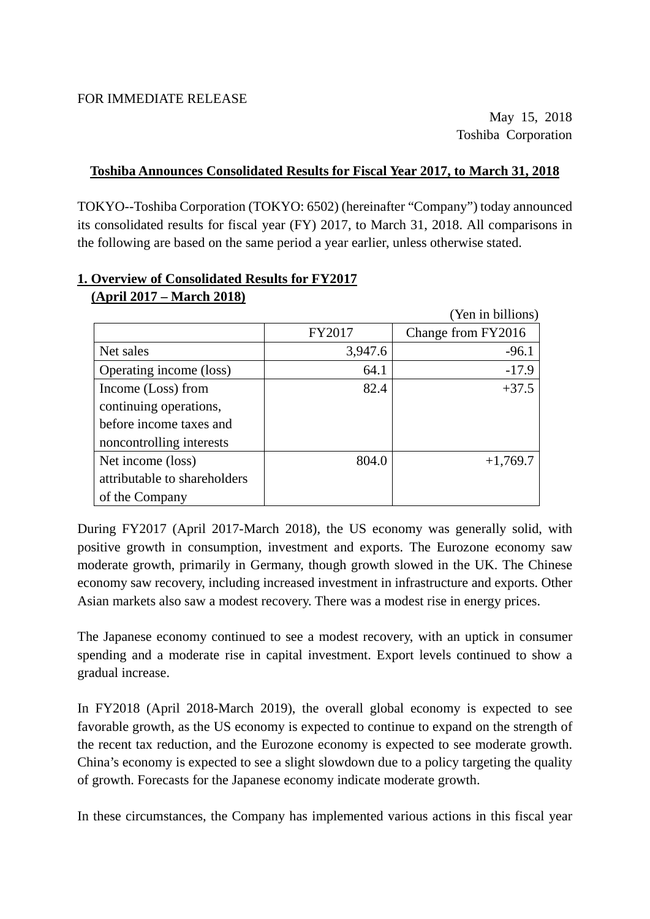FOR IMMEDIATE RELEASE

May 15, 2018
Toshiba Corporation

## Toshiba Announces Consolidated Results for Fiscal Year 2017, to March 31, 2018

TOKYO--Toshiba Corporation (TOKYO: 6502) (hereinafter "Company") today announced its consolidated results for fiscal year (FY) 2017, to March 31, 2018. All comparisons in the following are based on the same period a year earlier, unless otherwise stated.

### 1. Overview of Consolidated Results for FY2017 (April 2017 – March 2018)

(Yen in billions)

| | FY2017 | Change from FY2016 |
|---|---:|---:|
| Net sales | 3,947.6 | -96.1 |
| Operating income (loss) | 64.1 | -17.9 |
| Income (Loss) from continuing operations, before income taxes and noncontrolling interests | 82.4 | +37.5 |
| Net income (loss) attributable to shareholders of the Company | 804.0 | +1,769.7 |

During FY2017 (April 2017-March 2018), the US economy was generally solid, with positive growth in consumption, investment and exports. The Eurozone economy saw moderate growth, primarily in Germany, though growth slowed in the UK. The Chinese economy saw recovery, including increased investment in infrastructure and exports. Other Asian markets also saw a modest recovery. There was a modest rise in energy prices.

The Japanese economy continued to see a modest recovery, with an uptick in consumer spending and a moderate rise in capital investment. Export levels continued to show a gradual increase.

In FY2018 (April 2018-March 2019), the overall global economy is expected to see favorable growth, as the US economy is expected to continue to expand on the strength of the recent tax reduction, and the Eurozone economy is expected to see moderate growth. China's economy is expected to see a slight slowdown due to a policy targeting the quality of growth. Forecasts for the Japanese economy indicate moderate growth.

In these circumstances, the Company has implemented various actions in this fiscal year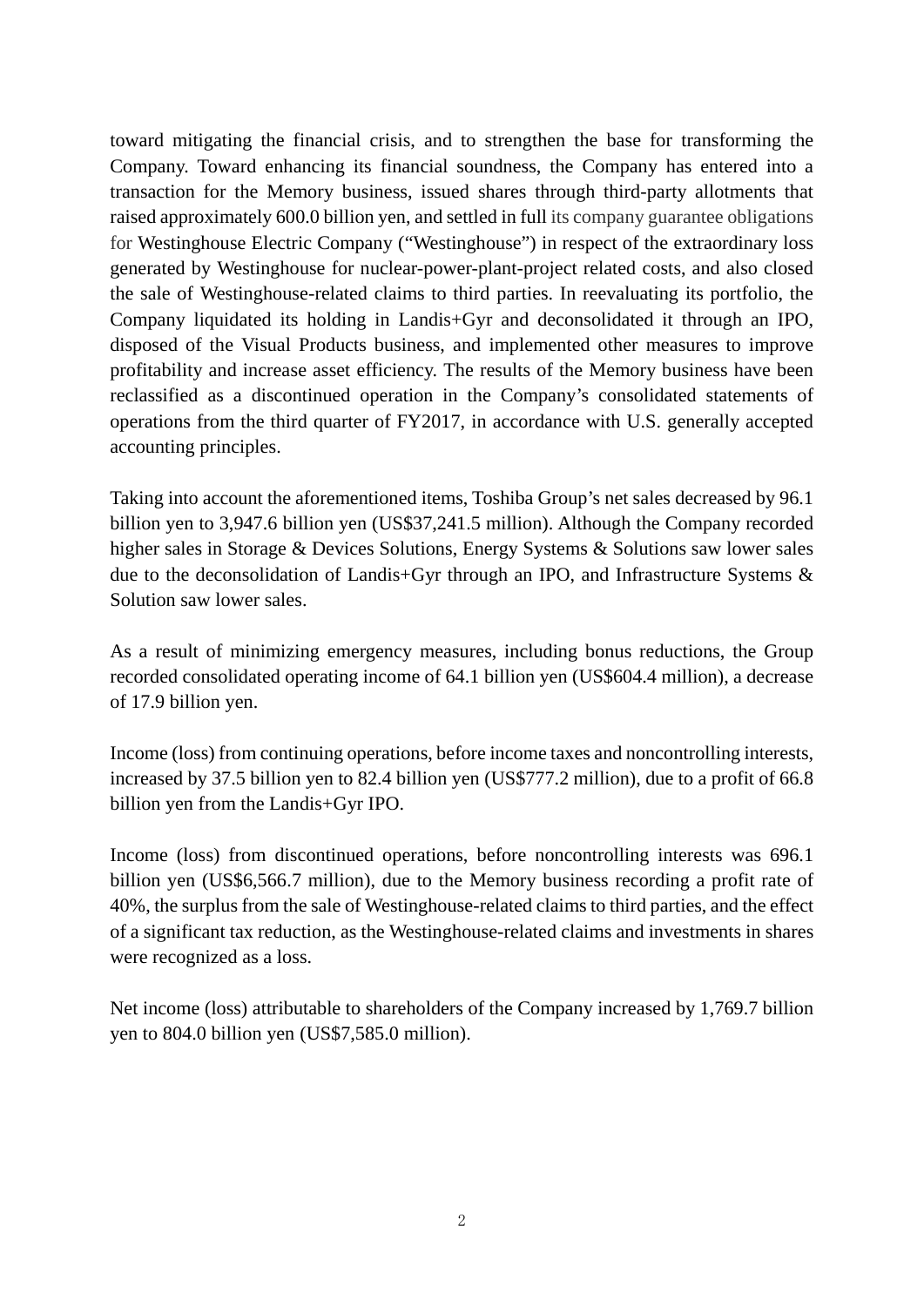toward mitigating the financial crisis, and to strengthen the base for transforming the Company. Toward enhancing its financial soundness, the Company has entered into a transaction for the Memory business, issued shares through third-party allotments that raised approximately 600.0 billion yen, and settled in full its company guarantee obligations for Westinghouse Electric Company ("Westinghouse") in respect of the extraordinary loss generated by Westinghouse for nuclear-power-plant-project related costs, and also closed the sale of Westinghouse-related claims to third parties. In reevaluating its portfolio, the Company liquidated its holding in Landis+Gyr and deconsolidated it through an IPO, disposed of the Visual Products business, and implemented other measures to improve profitability and increase asset efficiency. The results of the Memory business have been reclassified as a discontinued operation in the Company's consolidated statements of operations from the third quarter of FY2017, in accordance with U.S. generally accepted accounting principles.

Taking into account the aforementioned items, Toshiba Group's net sales decreased by 96.1 billion yen to 3,947.6 billion yen (US$37,241.5 million). Although the Company recorded higher sales in Storage & Devices Solutions, Energy Systems & Solutions saw lower sales due to the deconsolidation of Landis+Gyr through an IPO, and Infrastructure Systems & Solution saw lower sales.

As a result of minimizing emergency measures, including bonus reductions, the Group recorded consolidated operating income of 64.1 billion yen (US$604.4 million), a decrease of 17.9 billion yen.

Income (loss) from continuing operations, before income taxes and noncontrolling interests, increased by 37.5 billion yen to 82.4 billion yen (US$777.2 million), due to a profit of 66.8 billion yen from the Landis+Gyr IPO.

Income (loss) from discontinued operations, before noncontrolling interests was 696.1 billion yen (US$6,566.7 million), due to the Memory business recording a profit rate of 40%, the surplus from the sale of Westinghouse-related claims to third parties, and the effect of a significant tax reduction, as the Westinghouse-related claims and investments in shares were recognized as a loss.

Net income (loss) attributable to shareholders of the Company increased by 1,769.7 billion yen to 804.0 billion yen (US$7,585.0 million).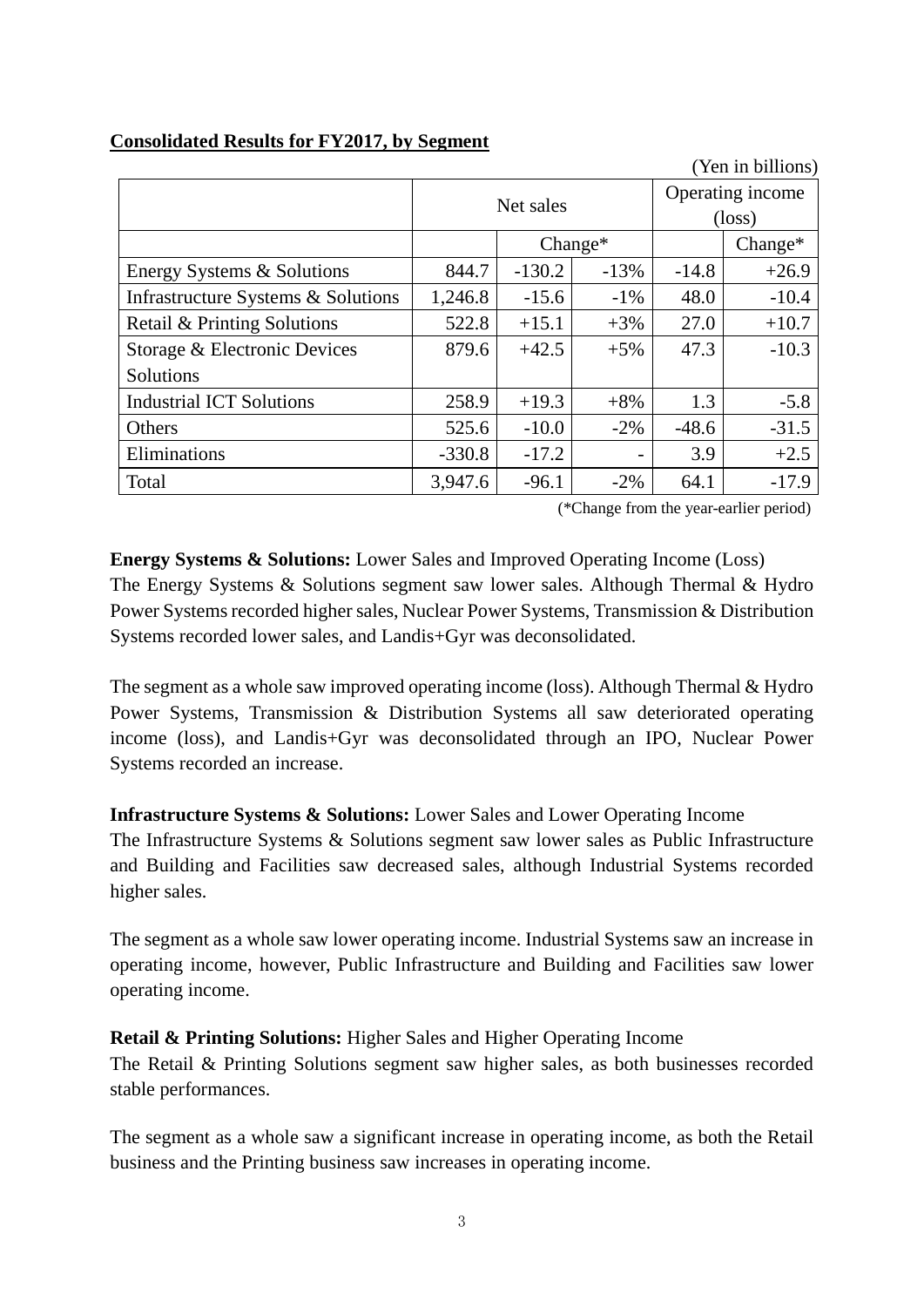**Consolidated Results for FY2017, by Segment**

(Yen in billions)

| | Net sales | | | Operating income (loss) | |
|---|---|---|---|---|---|
| | | Change* | | | Change* |
| Energy Systems & Solutions | 844.7 | -130.2 | -13% | -14.8 | +26.9 |
| Infrastructure Systems & Solutions | 1,246.8 | -15.6 | -1% | 48.0 | -10.4 |
| Retail & Printing Solutions | 522.8 | +15.1 | +3% | 27.0 | +10.7 |
| Storage & Electronic Devices Solutions | 879.6 | +42.5 | +5% | 47.3 | -10.3 |
| Industrial ICT Solutions | 258.9 | +19.3 | +8% | 1.3 | -5.8 |
| Others | 525.6 | -10.0 | -2% | -48.6 | -31.5 |
| Eliminations | -330.8 | -17.2 | - | 3.9 | +2.5 |
| Total | 3,947.6 | -96.1 | -2% | 64.1 | -17.9 |

(*Change from the year-earlier period)

**Energy Systems & Solutions:** Lower Sales and Improved Operating Income (Loss)
The Energy Systems & Solutions segment saw lower sales. Although Thermal & Hydro Power Systems recorded higher sales, Nuclear Power Systems, Transmission & Distribution Systems recorded lower sales, and Landis+Gyr was deconsolidated.

The segment as a whole saw improved operating income (loss). Although Thermal & Hydro Power Systems, Transmission & Distribution Systems all saw deteriorated operating income (loss), and Landis+Gyr was deconsolidated through an IPO, Nuclear Power Systems recorded an increase.

**Infrastructure Systems & Solutions:** Lower Sales and Lower Operating Income
The Infrastructure Systems & Solutions segment saw lower sales as Public Infrastructure and Building and Facilities saw decreased sales, although Industrial Systems recorded higher sales.

The segment as a whole saw lower operating income. Industrial Systems saw an increase in operating income, however, Public Infrastructure and Building and Facilities saw lower operating income.

**Retail & Printing Solutions:** Higher Sales and Higher Operating Income
The Retail & Printing Solutions segment saw higher sales, as both businesses recorded stable performances.

The segment as a whole saw a significant increase in operating income, as both the Retail business and the Printing business saw increases in operating income.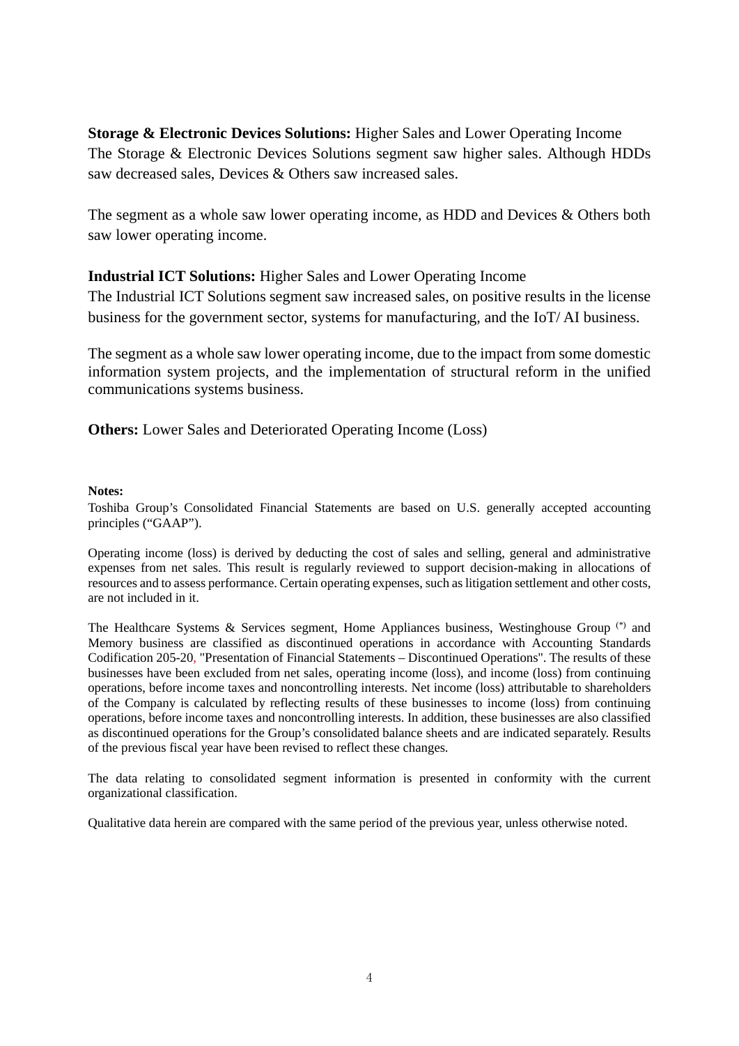**Storage & Electronic Devices Solutions:** Higher Sales and Lower Operating Income
The Storage & Electronic Devices Solutions segment saw higher sales. Although HDDs saw decreased sales, Devices & Others saw increased sales.

The segment as a whole saw lower operating income, as HDD and Devices & Others both saw lower operating income.

**Industrial ICT Solutions:** Higher Sales and Lower Operating Income
The Industrial ICT Solutions segment saw increased sales, on positive results in the license business for the government sector, systems for manufacturing, and the IoT/ AI business.

The segment as a whole saw lower operating income, due to the impact from some domestic information system projects, and the implementation of structural reform in the unified communications systems business.

**Others:** Lower Sales and Deteriorated Operating Income (Loss)

**Notes:**

Toshiba Group's Consolidated Financial Statements are based on U.S. generally accepted accounting principles ("GAAP").

Operating income (loss) is derived by deducting the cost of sales and selling, general and administrative expenses from net sales. This result is regularly reviewed to support decision-making in allocations of resources and to assess performance. Certain operating expenses, such as litigation settlement and other costs, are not included in it.

The Healthcare Systems & Services segment, Home Appliances business, Westinghouse Group (*) and Memory business are classified as discontinued operations in accordance with Accounting Standards Codification 205-20, "Presentation of Financial Statements – Discontinued Operations". The results of these businesses have been excluded from net sales, operating income (loss), and income (loss) from continuing operations, before income taxes and noncontrolling interests. Net income (loss) attributable to shareholders of the Company is calculated by reflecting results of these businesses to income (loss) from continuing operations, before income taxes and noncontrolling interests. In addition, these businesses are also classified as discontinued operations for the Group's consolidated balance sheets and are indicated separately. Results of the previous fiscal year have been revised to reflect these changes.

The data relating to consolidated segment information is presented in conformity with the current organizational classification.

Qualitative data herein are compared with the same period of the previous year, unless otherwise noted.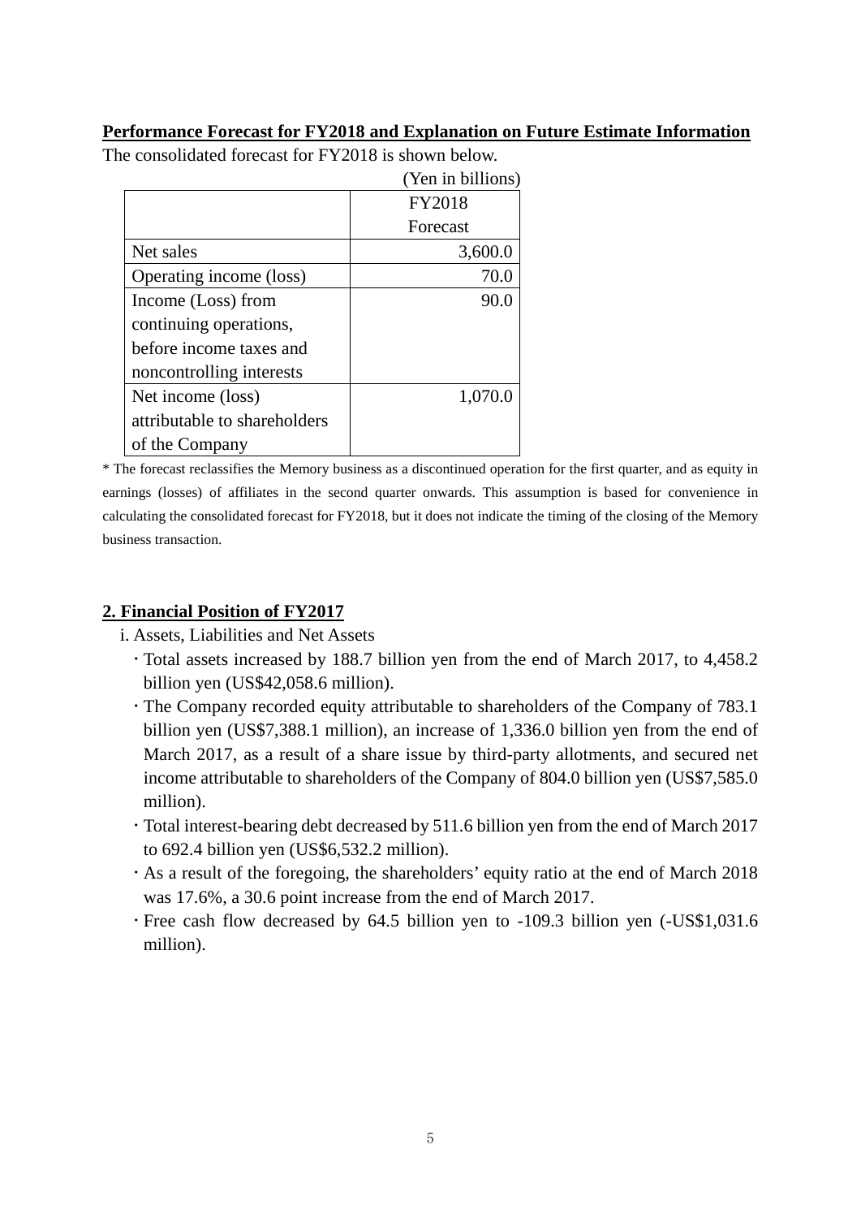**Performance Forecast for FY2018 and Explanation on Future Estimate Information**

The consolidated forecast for FY2018 is shown below.

(Yen in billions)

| | FY2018 Forecast |
|---|---|
| Net sales | 3,600.0 |
| Operating income (loss) | 70.0 |
| Income (Loss) from continuing operations, before income taxes and noncontrolling interests | 90.0 |
| Net income (loss) attributable to shareholders of the Company | 1,070.0 |

\* The forecast reclassifies the Memory business as a discontinued operation for the first quarter, and as equity in earnings (losses) of affiliates in the second quarter onwards. This assumption is based for convenience in calculating the consolidated forecast for FY2018, but it does not indicate the timing of the closing of the Memory business transaction.

## 2. Financial Position of FY2017

i. Assets, Liabilities and Net Assets

- Total assets increased by 188.7 billion yen from the end of March 2017, to 4,458.2 billion yen (US$42,058.6 million).
- The Company recorded equity attributable to shareholders of the Company of 783.1 billion yen (US$7,388.1 million), an increase of 1,336.0 billion yen from the end of March 2017, as a result of a share issue by third-party allotments, and secured net income attributable to shareholders of the Company of 804.0 billion yen (US$7,585.0 million).
- Total interest-bearing debt decreased by 511.6 billion yen from the end of March 2017 to 692.4 billion yen (US$6,532.2 million).
- As a result of the foregoing, the shareholders' equity ratio at the end of March 2018 was 17.6%, a 30.6 point increase from the end of March 2017.
- Free cash flow decreased by 64.5 billion yen to -109.3 billion yen (-US$1,031.6 million).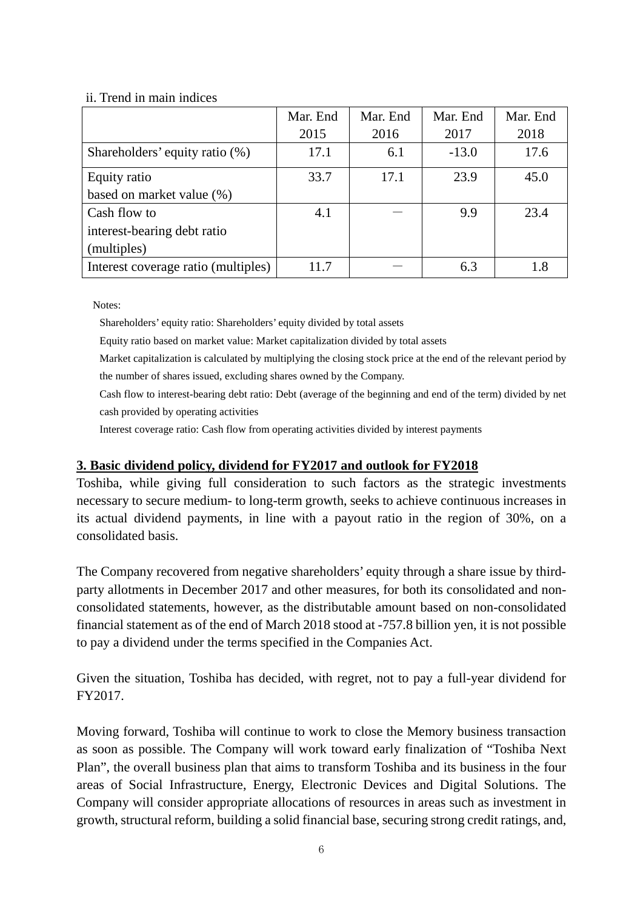ii. Trend in main indices

| | Mar. End 2015 | Mar. End 2016 | Mar. End 2017 | Mar. End 2018 |
|---|---|---|---|---|
| Shareholders' equity ratio (%) | 17.1 | 6.1 | -13.0 | 17.6 |
| Equity ratio based on market value (%) | 33.7 | 17.1 | 23.9 | 45.0 |
| Cash flow to interest-bearing debt ratio (multiples) | 4.1 | － | 9.9 | 23.4 |
| Interest coverage ratio (multiples) | 11.7 | － | 6.3 | 1.8 |

Notes:

Shareholders' equity ratio: Shareholders' equity divided by total assets

Equity ratio based on market value: Market capitalization divided by total assets

Market capitalization is calculated by multiplying the closing stock price at the end of the relevant period by the number of shares issued, excluding shares owned by the Company.

Cash flow to interest-bearing debt ratio: Debt (average of the beginning and end of the term) divided by net cash provided by operating activities

Interest coverage ratio: Cash flow from operating activities divided by interest payments

## 3. Basic dividend policy, dividend for FY2017 and outlook for FY2018

Toshiba, while giving full consideration to such factors as the strategic investments necessary to secure medium- to long-term growth, seeks to achieve continuous increases in its actual dividend payments, in line with a payout ratio in the region of 30%, on a consolidated basis.

The Company recovered from negative shareholders' equity through a share issue by third-party allotments in December 2017 and other measures, for both its consolidated and non-consolidated statements, however, as the distributable amount based on non-consolidated financial statement as of the end of March 2018 stood at -757.8 billion yen, it is not possible to pay a dividend under the terms specified in the Companies Act.

Given the situation, Toshiba has decided, with regret, not to pay a full-year dividend for FY2017.

Moving forward, Toshiba will continue to work to close the Memory business transaction as soon as possible. The Company will work toward early finalization of "Toshiba Next Plan", the overall business plan that aims to transform Toshiba and its business in the four areas of Social Infrastructure, Energy, Electronic Devices and Digital Solutions. The Company will consider appropriate allocations of resources in areas such as investment in growth, structural reform, building a solid financial base, securing strong credit ratings, and,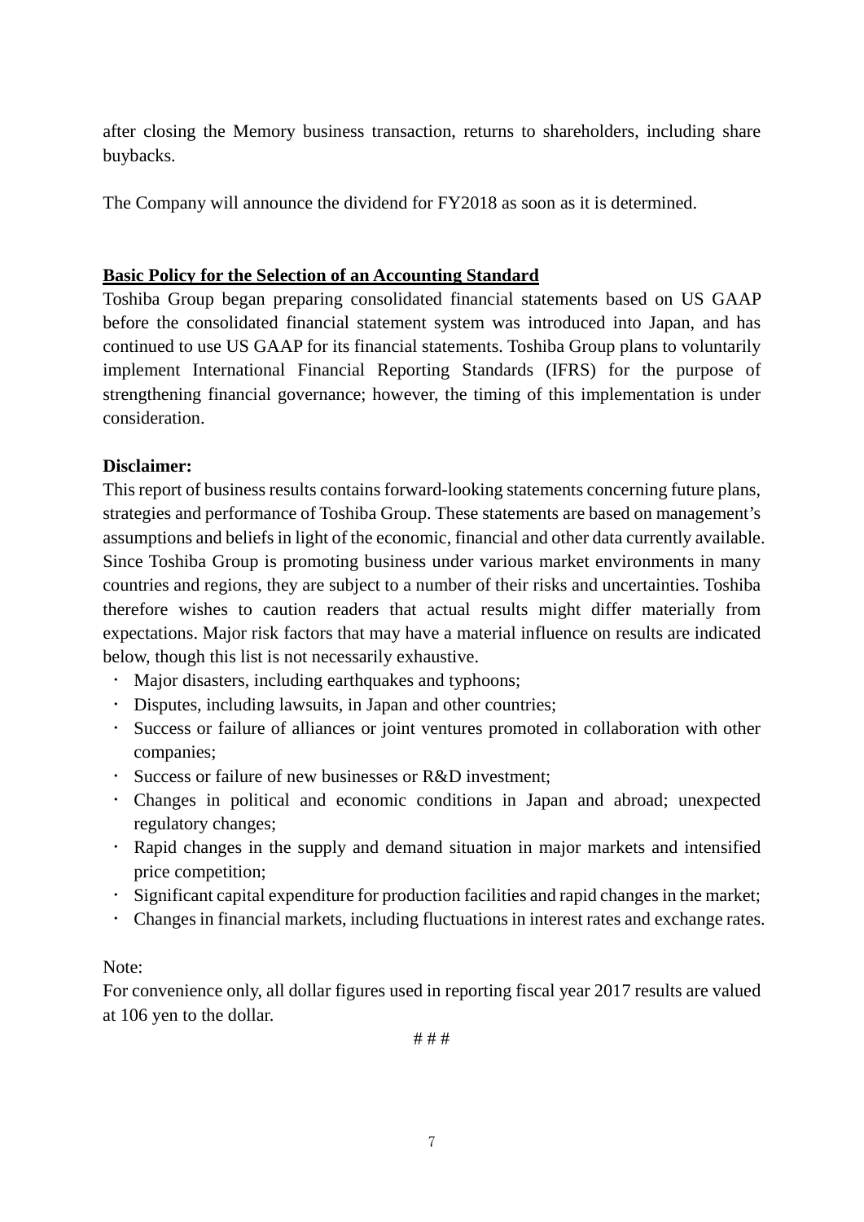after closing the Memory business transaction, returns to shareholders, including share buybacks.

The Company will announce the dividend for FY2018 as soon as it is determined.

**Basic Policy for the Selection of an Accounting Standard**

Toshiba Group began preparing consolidated financial statements based on US GAAP before the consolidated financial statement system was introduced into Japan, and has continued to use US GAAP for its financial statements. Toshiba Group plans to voluntarily implement International Financial Reporting Standards (IFRS) for the purpose of strengthening financial governance; however, the timing of this implementation is under consideration.

**Disclaimer:**

This report of business results contains forward-looking statements concerning future plans, strategies and performance of Toshiba Group. These statements are based on management's assumptions and beliefs in light of the economic, financial and other data currently available. Since Toshiba Group is promoting business under various market environments in many countries and regions, they are subject to a number of their risks and uncertainties. Toshiba therefore wishes to caution readers that actual results might differ materially from expectations. Major risk factors that may have a material influence on results are indicated below, though this list is not necessarily exhaustive.

- Major disasters, including earthquakes and typhoons;
- Disputes, including lawsuits, in Japan and other countries;
- Success or failure of alliances or joint ventures promoted in collaboration with other companies;
- Success or failure of new businesses or R&D investment;
- Changes in political and economic conditions in Japan and abroad; unexpected regulatory changes;
- Rapid changes in the supply and demand situation in major markets and intensified price competition;
- Significant capital expenditure for production facilities and rapid changes in the market;
- Changes in financial markets, including fluctuations in interest rates and exchange rates.

Note:

For convenience only, all dollar figures used in reporting fiscal year 2017 results are valued at 106 yen to the dollar.

# # #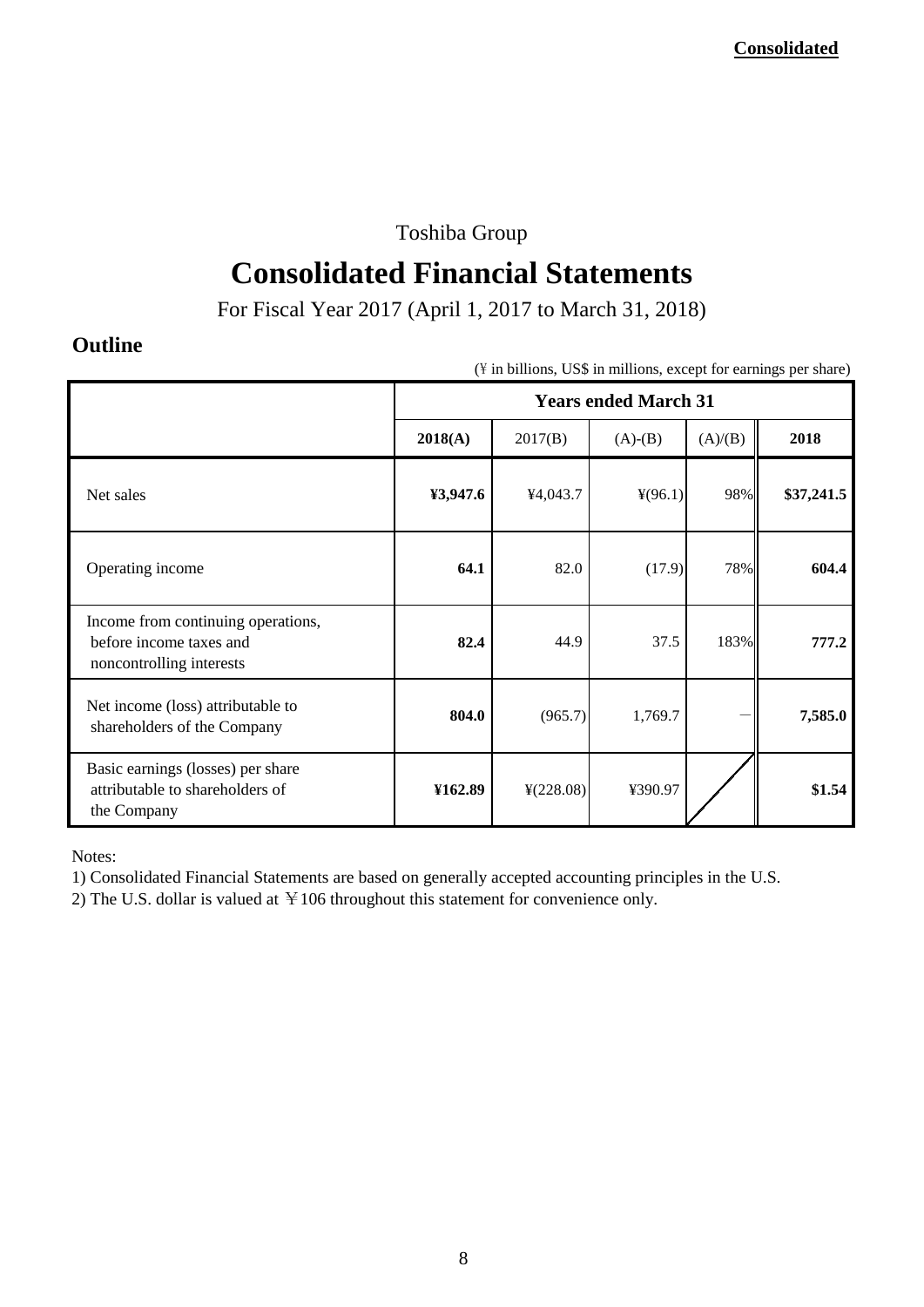**Consolidated**

Toshiba Group

# Consolidated Financial Statements

For Fiscal Year 2017 (April 1, 2017 to March 31, 2018)

## Outline

(¥ in billions, US$ in millions, except for earnings per share)

| | Years ended March 31 | | | | |
|---|---|---|---|---|---|
| | **2018(A)** | 2017(B) | (A)-(B) | (A)/(B) | **2018** |
| Net sales | **¥3,947.6** | ¥4,043.7 | ¥(96.1) | 98% | **$37,241.5** |
| Operating income | **64.1** | 82.0 | (17.9) | 78% | **604.4** |
| Income from continuing operations, before income taxes and noncontrolling interests | **82.4** | 44.9 | 37.5 | 183% | **777.2** |
| Net income (loss) attributable to shareholders of the Company | **804.0** | (965.7) | 1,769.7 | − | **7,585.0** |
| Basic earnings (losses) per share attributable to shareholders of the Company | **¥162.89** | ¥(228.08) | ¥390.97 | | **$1.54** |

Notes:

1) Consolidated Financial Statements are based on generally accepted accounting principles in the U.S.

2) The U.S. dollar is valued at ￥106 throughout this statement for convenience only.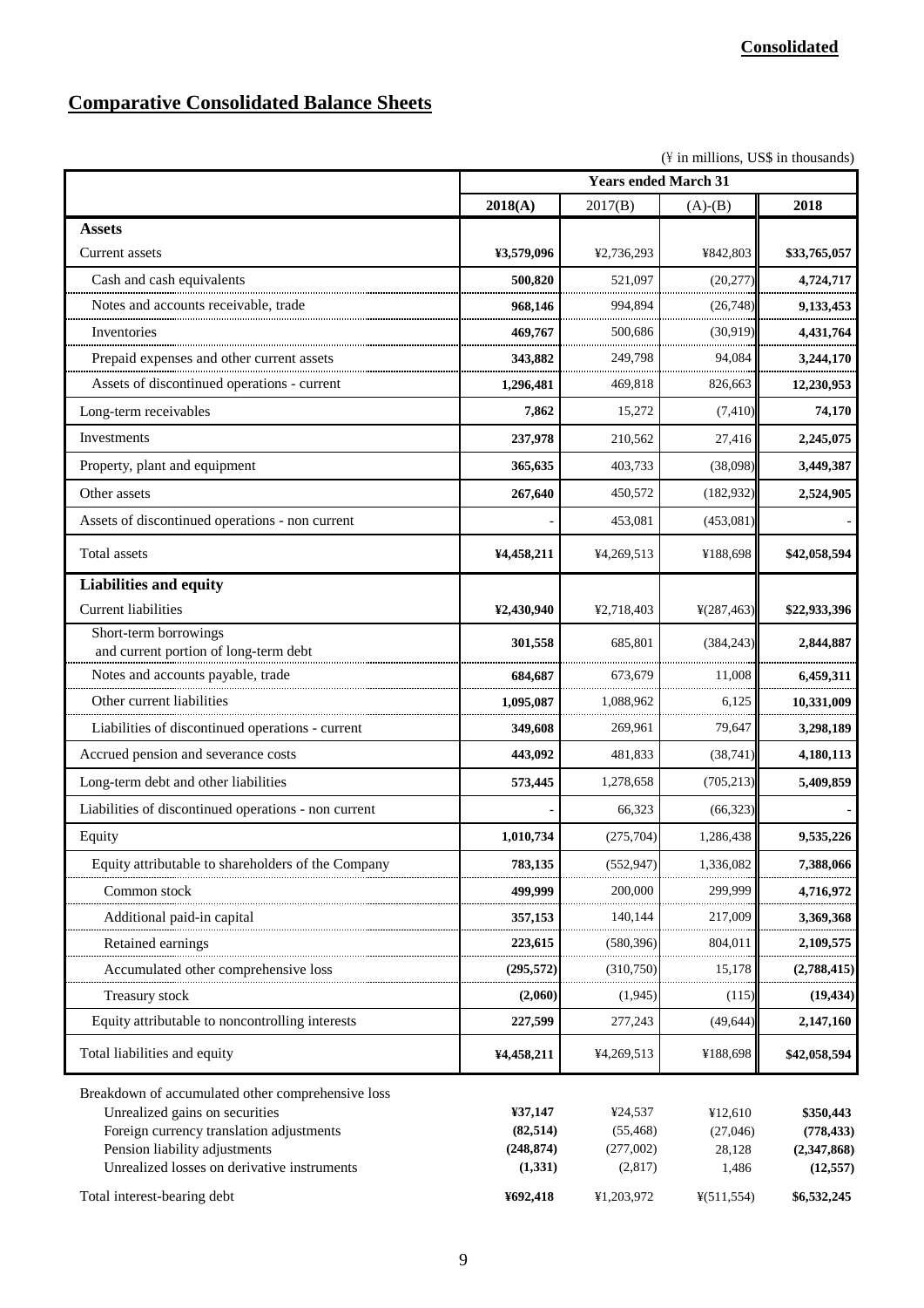**Consolidated**

# Comparative Consolidated Balance Sheets

(¥ in millions, US$ in thousands)

| | Years ended March 31 | | | |
|---|---|---|---|---|
| | **2018(A)** | 2017(B) | (A)-(B) | **2018** |
| **Assets** | | | | |
| Current assets | **¥3,579,096** | ¥2,736,293 | ¥842,803 | **$33,765,057** |
| Cash and cash equivalents | **500,820** | 521,097 | (20,277) | **4,724,717** |
| Notes and accounts receivable, trade | **968,146** | 994,894 | (26,748) | **9,133,453** |
| Inventories | **469,767** | 500,686 | (30,919) | **4,431,764** |
| Prepaid expenses and other current assets | **343,882** | 249,798 | 94,084 | **3,244,170** |
| Assets of discontinued operations - current | **1,296,481** | 469,818 | 826,663 | **12,230,953** |
| Long-term receivables | **7,862** | 15,272 | (7,410) | **74,170** |
| Investments | **237,978** | 210,562 | 27,416 | **2,245,075** |
| Property, plant and equipment | **365,635** | 403,733 | (38,098) | **3,449,387** |
| Other assets | **267,640** | 450,572 | (182,932) | **2,524,905** |
| Assets of discontinued operations - non current | **-** | 453,081 | (453,081) | **-** |
| Total assets | **¥4,458,211** | ¥4,269,513 | ¥188,698 | **$42,058,594** |
| **Liabilities and equity** | | | | |
| Current liabilities | **¥2,430,940** | ¥2,718,403 | ¥(287,463) | **$22,933,396** |
| Short-term borrowings and current portion of long-term debt | **301,558** | 685,801 | (384,243) | **2,844,887** |
| Notes and accounts payable, trade | **684,687** | 673,679 | 11,008 | **6,459,311** |
| Other current liabilities | **1,095,087** | 1,088,962 | 6,125 | **10,331,009** |
| Liabilities of discontinued operations - current | **349,608** | 269,961 | 79,647 | **3,298,189** |
| Accrued pension and severance costs | **443,092** | 481,833 | (38,741) | **4,180,113** |
| Long-term debt and other liabilities | **573,445** | 1,278,658 | (705,213) | **5,409,859** |
| Liabilities of discontinued operations - non current | **-** | 66,323 | (66,323) | **-** |
| Equity | **1,010,734** | (275,704) | 1,286,438 | **9,535,226** |
| Equity attributable to shareholders of the Company | **783,135** | (552,947) | 1,336,082 | **7,388,066** |
| Common stock | **499,999** | 200,000 | 299,999 | **4,716,972** |
| Additional paid-in capital | **357,153** | 140,144 | 217,009 | **3,369,368** |
| Retained earnings | **223,615** | (580,396) | 804,011 | **2,109,575** |
| Accumulated other comprehensive loss | **(295,572)** | (310,750) | 15,178 | **(2,788,415)** |
| Treasury stock | **(2,060)** | (1,945) | (115) | **(19,434)** |
| Equity attributable to noncontrolling interests | **227,599** | 277,243 | (49,644) | **2,147,160** |
| Total liabilities and equity | **¥4,458,211** | ¥4,269,513 | ¥188,698 | **$42,058,594** |
| Breakdown of accumulated other comprehensive loss | | | | |
| Unrealized gains on securities | **¥37,147** | ¥24,537 | ¥12,610 | **$350,443** |
| Foreign currency translation adjustments | **(82,514)** | (55,468) | (27,046) | **(778,433)** |
| Pension liability adjustments | **(248,874)** | (277,002) | 28,128 | **(2,347,868)** |
| Unrealized losses on derivative instruments | **(1,331)** | (2,817) | 1,486 | **(12,557)** |
| Total interest-bearing debt | **¥692,418** | ¥1,203,972 | ¥(511,554) | **$6,532,245** |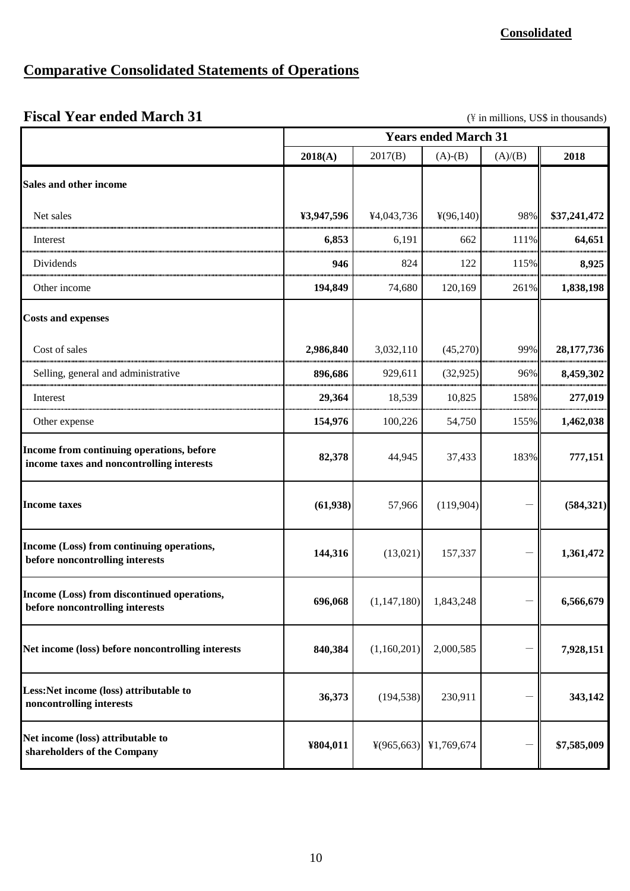**Consolidated**

# Comparative Consolidated Statements of Operations

## Fiscal Year ended March 31

(¥ in millions, US$ in thousands)

| | Years ended March 31 | | | | |
|---|---|---|---|---|---|
| | **2018(A)** | 2017(B) | (A)-(B) | (A)/(B) | **2018** |
| **Sales and other income** | | | | | |
| Net sales | **¥3,947,596** | ¥4,043,736 | ¥(96,140) | 98% | **$37,241,472** |
| Interest | **6,853** | 6,191 | 662 | 111% | **64,651** |
| Dividends | **946** | 824 | 122 | 115% | **8,925** |
| Other income | **194,849** | 74,680 | 120,169 | 261% | **1,838,198** |
| **Costs and expenses** | | | | | |
| Cost of sales | **2,986,840** | 3,032,110 | (45,270) | 99% | **28,177,736** |
| Selling, general and administrative | **896,686** | 929,611 | (32,925) | 96% | **8,459,302** |
| Interest | **29,364** | 18,539 | 10,825 | 158% | **277,019** |
| Other expense | **154,976** | 100,226 | 54,750 | 155% | **1,462,038** |
| **Income from continuing operations, before income taxes and noncontrolling interests** | **82,378** | 44,945 | 37,433 | 183% | **777,151** |
| **Income taxes** | **(61,938)** | 57,966 | (119,904) | － | **(584,321)** |
| **Income (Loss) from continuing operations, before noncontrolling interests** | **144,316** | (13,021) | 157,337 | － | **1,361,472** |
| **Income (Loss) from discontinued operations, before noncontrolling interests** | **696,068** | (1,147,180) | 1,843,248 | － | **6,566,679** |
| **Net income (loss) before noncontrolling interests** | **840,384** | (1,160,201) | 2,000,585 | － | **7,928,151** |
| **Less:Net income (loss) attributable to noncontrolling interests** | **36,373** | (194,538) | 230,911 | － | **343,142** |
| **Net income (loss) attributable to shareholders of the Company** | **¥804,011** | ¥(965,663) | ¥1,769,674 | － | **$7,585,009** |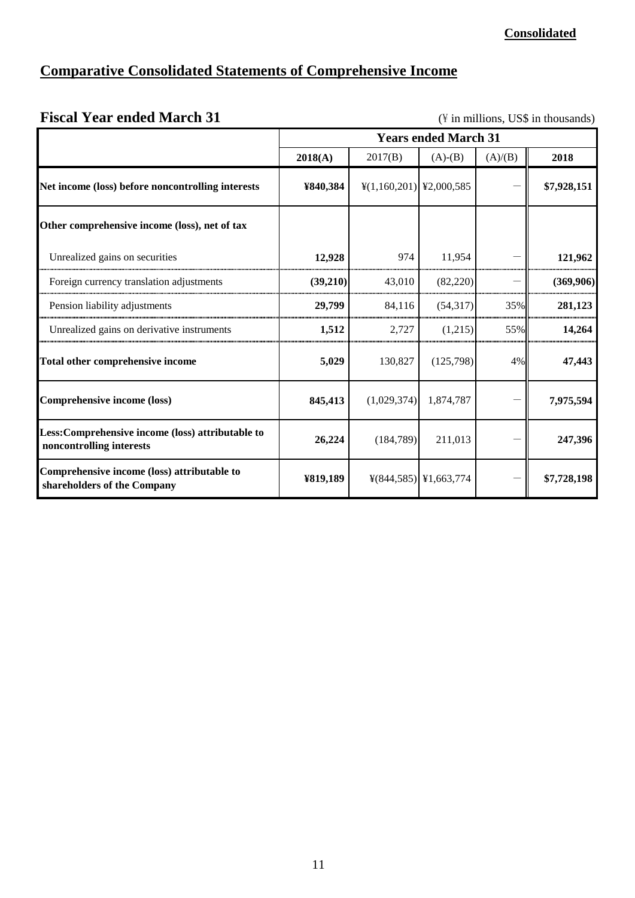**Consolidated**

# Comparative Consolidated Statements of Comprehensive Income

## Fiscal Year ended March 31

(¥ in millions, US$ in thousands)

| | Years ended March 31 | | | | |
|---|---|---|---|---|---|
| | **2018(A)** | 2017(B) | (A)-(B) | (A)/(B) | **2018** |
| **Net income (loss) before noncontrolling interests** | **¥840,384** | ¥(1,160,201) | ¥2,000,585 | － | **$7,928,151** |
| **Other comprehensive income (loss), net of tax** | | | | | |
| Unrealized gains on securities | **12,928** | 974 | 11,954 | － | **121,962** |
| Foreign currency translation adjustments | **(39,210)** | 43,010 | (82,220) | － | **(369,906)** |
| Pension liability adjustments | **29,799** | 84,116 | (54,317) | 35% | **281,123** |
| Unrealized gains on derivative instruments | **1,512** | 2,727 | (1,215) | 55% | **14,264** |
| **Total other comprehensive income** | **5,029** | 130,827 | (125,798) | 4% | **47,443** |
| **Comprehensive income (loss)** | **845,413** | (1,029,374) | 1,874,787 | － | **7,975,594** |
| **Less:Comprehensive income (loss) attributable to noncontrolling interests** | **26,224** | (184,789) | 211,013 | － | **247,396** |
| **Comprehensive income (loss) attributable to shareholders of the Company** | **¥819,189** | ¥(844,585) | ¥1,663,774 | － | **$7,728,198** |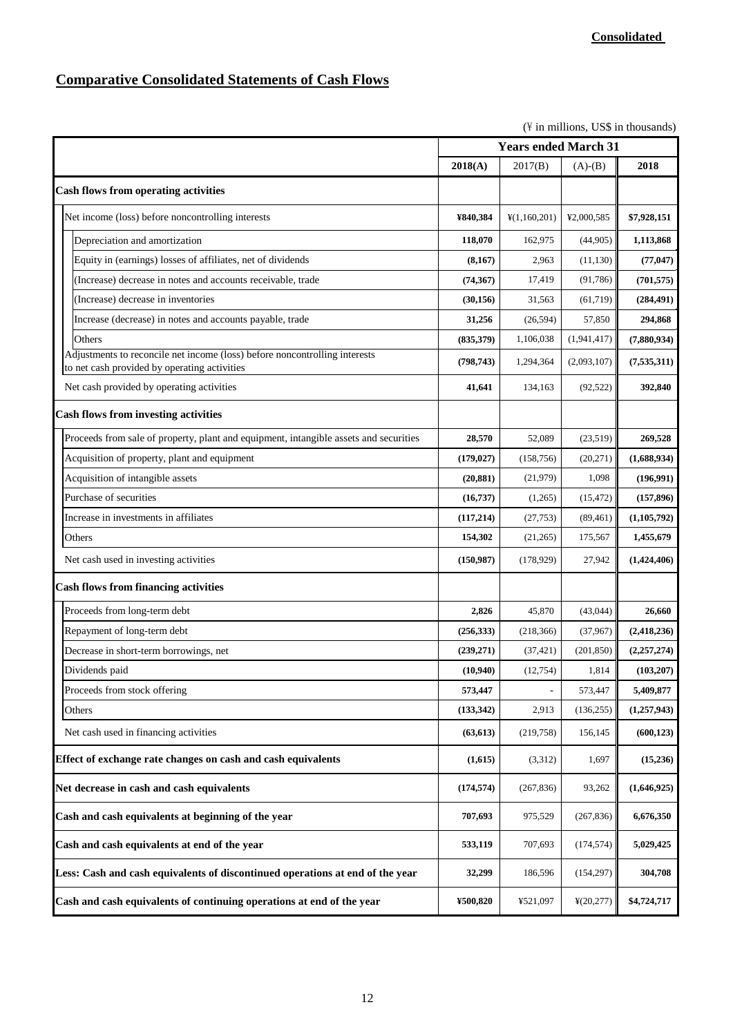**Consolidated**

# Comparative Consolidated Statements of Cash Flows

(¥ in millions, US$ in thousands)

| | Years ended March 31 | | | |
|---|---|---|---|---|
| | **2018(A)** | 2017(B) | (A)-(B) | **2018** |
| **Cash flows from operating activities** | | | | |
| Net income (loss) before noncontrolling interests | **¥840,384** | ¥(1,160,201) | ¥2,000,585 | **$7,928,151** |
| Depreciation and amortization | **118,070** | 162,975 | (44,905) | **1,113,868** |
| Equity in (earnings) losses of affiliates, net of dividends | **(8,167)** | 2,963 | (11,130) | **(77,047)** |
| (Increase) decrease in notes and accounts receivable, trade | **(74,367)** | 17,419 | (91,786) | **(701,575)** |
| (Increase) decrease in inventories | **(30,156)** | 31,563 | (61,719) | **(284,491)** |
| Increase (decrease) in notes and accounts payable, trade | **31,256** | (26,594) | 57,850 | **294,868** |
| Others | **(835,379)** | 1,106,038 | (1,941,417) | **(7,880,934)** |
| Adjustments to reconcile net income (loss) before noncontrolling interests to net cash provided by operating activities | **(798,743)** | 1,294,364 | (2,093,107) | **(7,535,311)** |
| Net cash provided by operating activities | **41,641** | 134,163 | (92,522) | **392,840** |
| **Cash flows from investing activities** | | | | |
| Proceeds from sale of property, plant and equipment, intangible assets and securities | **28,570** | 52,089 | (23,519) | **269,528** |
| Acquisition of property, plant and equipment | **(179,027)** | (158,756) | (20,271) | **(1,688,934)** |
| Acquisition of intangible assets | **(20,881)** | (21,979) | 1,098 | **(196,991)** |
| Purchase of securities | **(16,737)** | (1,265) | (15,472) | **(157,896)** |
| Increase in investments in affiliates | **(117,214)** | (27,753) | (89,461) | **(1,105,792)** |
| Others | **154,302** | (21,265) | 175,567 | **1,455,679** |
| Net cash used in investing activities | **(150,987)** | (178,929) | 27,942 | **(1,424,406)** |
| **Cash flows from financing activities** | | | | |
| Proceeds from long-term debt | **2,826** | 45,870 | (43,044) | **26,660** |
| Repayment of long-term debt | **(256,333)** | (218,366) | (37,967) | **(2,418,236)** |
| Decrease in short-term borrowings, net | **(239,271)** | (37,421) | (201,850) | **(2,257,274)** |
| Dividends paid | **(10,940)** | (12,754) | 1,814 | **(103,207)** |
| Proceeds from stock offering | **573,447** | - | 573,447 | **5,409,877** |
| Others | **(133,342)** | 2,913 | (136,255) | **(1,257,943)** |
| Net cash used in financing activities | **(63,613)** | (219,758) | 156,145 | **(600,123)** |
| **Effect of exchange rate changes on cash and cash equivalents** | **(1,615)** | (3,312) | 1,697 | **(15,236)** |
| **Net decrease in cash and cash equivalents** | **(174,574)** | (267,836) | 93,262 | **(1,646,925)** |
| **Cash and cash equivalents at beginning of the year** | **707,693** | 975,529 | (267,836) | **6,676,350** |
| **Cash and cash equivalents at end of the year** | **533,119** | 707,693 | (174,574) | **5,029,425** |
| **Less: Cash and cash equivalents of discontinued operations at end of the year** | **32,299** | 186,596 | (154,297) | **304,708** |
| **Cash and cash equivalents of continuing operations at end of the year** | **¥500,820** | ¥521,097 | ¥(20,277) | **$4,724,717** |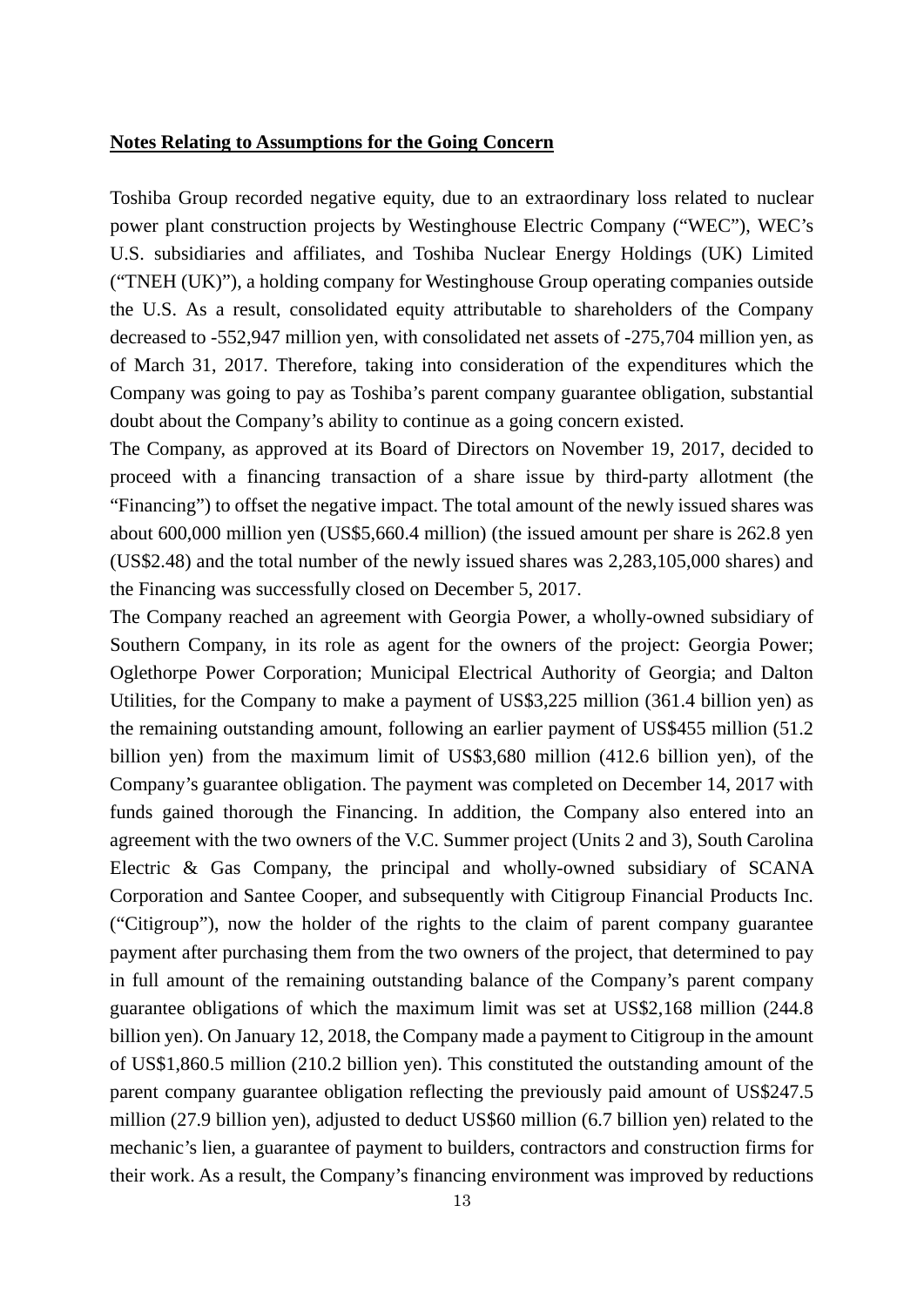**Notes Relating to Assumptions for the Going Concern**

Toshiba Group recorded negative equity, due to an extraordinary loss related to nuclear power plant construction projects by Westinghouse Electric Company ("WEC"), WEC's U.S. subsidiaries and affiliates, and Toshiba Nuclear Energy Holdings (UK) Limited ("TNEH (UK)"), a holding company for Westinghouse Group operating companies outside the U.S. As a result, consolidated equity attributable to shareholders of the Company decreased to -552,947 million yen, with consolidated net assets of -275,704 million yen, as of March 31, 2017. Therefore, taking into consideration of the expenditures which the Company was going to pay as Toshiba's parent company guarantee obligation, substantial doubt about the Company's ability to continue as a going concern existed.

The Company, as approved at its Board of Directors on November 19, 2017, decided to proceed with a financing transaction of a share issue by third-party allotment (the "Financing") to offset the negative impact. The total amount of the newly issued shares was about 600,000 million yen (US$5,660.4 million) (the issued amount per share is 262.8 yen (US$2.48) and the total number of the newly issued shares was 2,283,105,000 shares) and the Financing was successfully closed on December 5, 2017.

The Company reached an agreement with Georgia Power, a wholly-owned subsidiary of Southern Company, in its role as agent for the owners of the project: Georgia Power; Oglethorpe Power Corporation; Municipal Electrical Authority of Georgia; and Dalton Utilities, for the Company to make a payment of US$3,225 million (361.4 billion yen) as the remaining outstanding amount, following an earlier payment of US$455 million (51.2 billion yen) from the maximum limit of US$3,680 million (412.6 billion yen), of the Company's guarantee obligation. The payment was completed on December 14, 2017 with funds gained thorough the Financing. In addition, the Company also entered into an agreement with the two owners of the V.C. Summer project (Units 2 and 3), South Carolina Electric & Gas Company, the principal and wholly-owned subsidiary of SCANA Corporation and Santee Cooper, and subsequently with Citigroup Financial Products Inc. ("Citigroup"), now the holder of the rights to the claim of parent company guarantee payment after purchasing them from the two owners of the project, that determined to pay in full amount of the remaining outstanding balance of the Company's parent company guarantee obligations of which the maximum limit was set at US$2,168 million (244.8 billion yen). On January 12, 2018, the Company made a payment to Citigroup in the amount of US$1,860.5 million (210.2 billion yen). This constituted the outstanding amount of the parent company guarantee obligation reflecting the previously paid amount of US$247.5 million (27.9 billion yen), adjusted to deduct US$60 million (6.7 billion yen) related to the mechanic's lien, a guarantee of payment to builders, contractors and construction firms for their work. As a result, the Company's financing environment was improved by reductions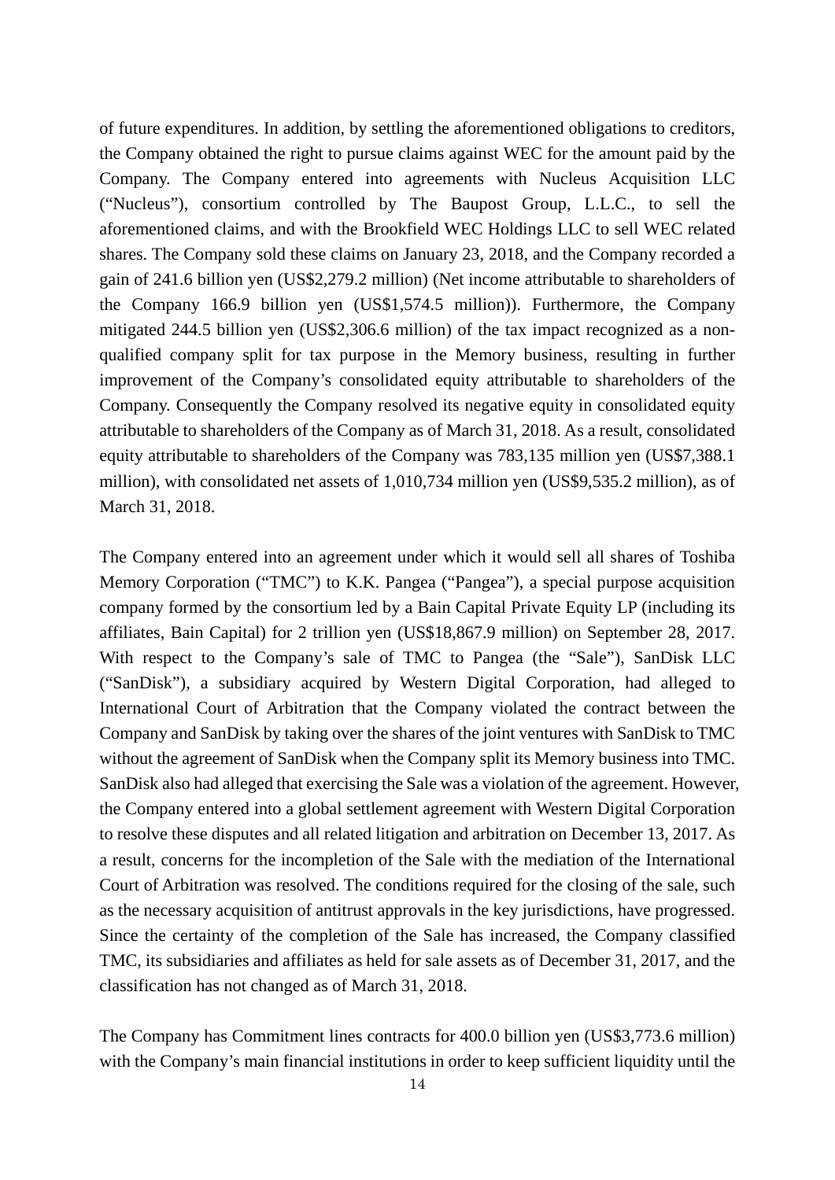of future expenditures. In addition, by settling the aforementioned obligations to creditors, the Company obtained the right to pursue claims against WEC for the amount paid by the Company. The Company entered into agreements with Nucleus Acquisition LLC ("Nucleus"), consortium controlled by The Baupost Group, L.L.C., to sell the aforementioned claims, and with the Brookfield WEC Holdings LLC to sell WEC related shares. The Company sold these claims on January 23, 2018, and the Company recorded a gain of 241.6 billion yen (US$2,279.2 million) (Net income attributable to shareholders of the Company 166.9 billion yen (US$1,574.5 million)). Furthermore, the Company mitigated 244.5 billion yen (US$2,306.6 million) of the tax impact recognized as a non-qualified company split for tax purpose in the Memory business, resulting in further improvement of the Company's consolidated equity attributable to shareholders of the Company. Consequently the Company resolved its negative equity in consolidated equity attributable to shareholders of the Company as of March 31, 2018. As a result, consolidated equity attributable to shareholders of the Company was 783,135 million yen (US$7,388.1 million), with consolidated net assets of 1,010,734 million yen (US$9,535.2 million), as of March 31, 2018.

The Company entered into an agreement under which it would sell all shares of Toshiba Memory Corporation ("TMC") to K.K. Pangea ("Pangea"), a special purpose acquisition company formed by the consortium led by a Bain Capital Private Equity LP (including its affiliates, Bain Capital) for 2 trillion yen (US$18,867.9 million) on September 28, 2017. With respect to the Company's sale of TMC to Pangea (the "Sale"), SanDisk LLC ("SanDisk"), a subsidiary acquired by Western Digital Corporation, had alleged to International Court of Arbitration that the Company violated the contract between the Company and SanDisk by taking over the shares of the joint ventures with SanDisk to TMC without the agreement of SanDisk when the Company split its Memory business into TMC. SanDisk also had alleged that exercising the Sale was a violation of the agreement. However, the Company entered into a global settlement agreement with Western Digital Corporation to resolve these disputes and all related litigation and arbitration on December 13, 2017. As a result, concerns for the incompletion of the Sale with the mediation of the International Court of Arbitration was resolved. The conditions required for the closing of the sale, such as the necessary acquisition of antitrust approvals in the key jurisdictions, have progressed. Since the certainty of the completion of the Sale has increased, the Company classified TMC, its subsidiaries and affiliates as held for sale assets as of December 31, 2017, and the classification has not changed as of March 31, 2018.

The Company has Commitment lines contracts for 400.0 billion yen (US$3,773.6 million) with the Company's main financial institutions in order to keep sufficient liquidity until the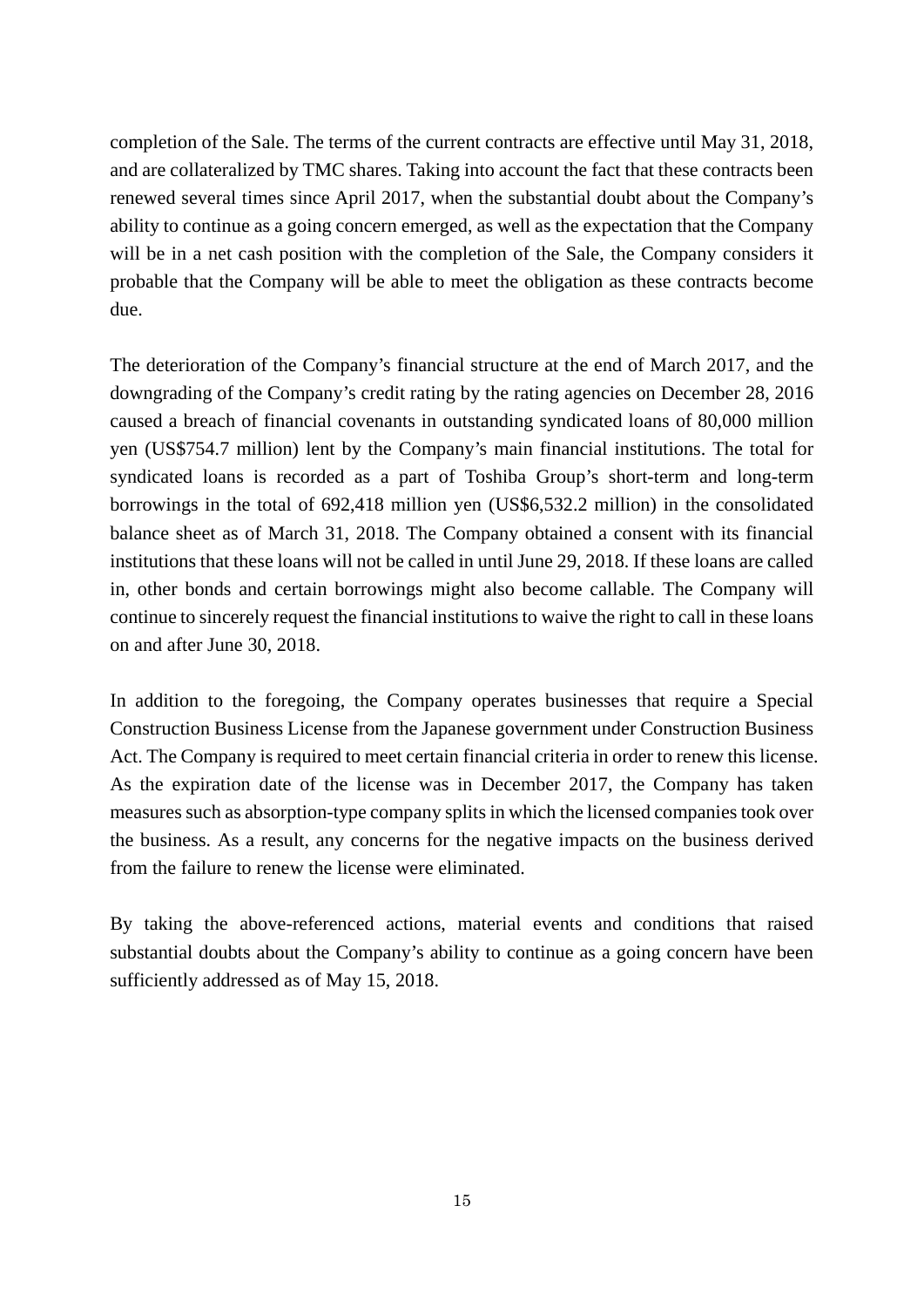completion of the Sale. The terms of the current contracts are effective until May 31, 2018, and are collateralized by TMC shares. Taking into account the fact that these contracts been renewed several times since April 2017, when the substantial doubt about the Company's ability to continue as a going concern emerged, as well as the expectation that the Company will be in a net cash position with the completion of the Sale, the Company considers it probable that the Company will be able to meet the obligation as these contracts become due.

The deterioration of the Company's financial structure at the end of March 2017, and the downgrading of the Company's credit rating by the rating agencies on December 28, 2016 caused a breach of financial covenants in outstanding syndicated loans of 80,000 million yen (US$754.7 million) lent by the Company's main financial institutions. The total for syndicated loans is recorded as a part of Toshiba Group's short-term and long-term borrowings in the total of 692,418 million yen (US$6,532.2 million) in the consolidated balance sheet as of March 31, 2018. The Company obtained a consent with its financial institutions that these loans will not be called in until June 29, 2018. If these loans are called in, other bonds and certain borrowings might also become callable. The Company will continue to sincerely request the financial institutions to waive the right to call in these loans on and after June 30, 2018.

In addition to the foregoing, the Company operates businesses that require a Special Construction Business License from the Japanese government under Construction Business Act. The Company is required to meet certain financial criteria in order to renew this license. As the expiration date of the license was in December 2017, the Company has taken measures such as absorption-type company splits in which the licensed companies took over the business. As a result, any concerns for the negative impacts on the business derived from the failure to renew the license were eliminated.

By taking the above-referenced actions, material events and conditions that raised substantial doubts about the Company's ability to continue as a going concern have been sufficiently addressed as of May 15, 2018.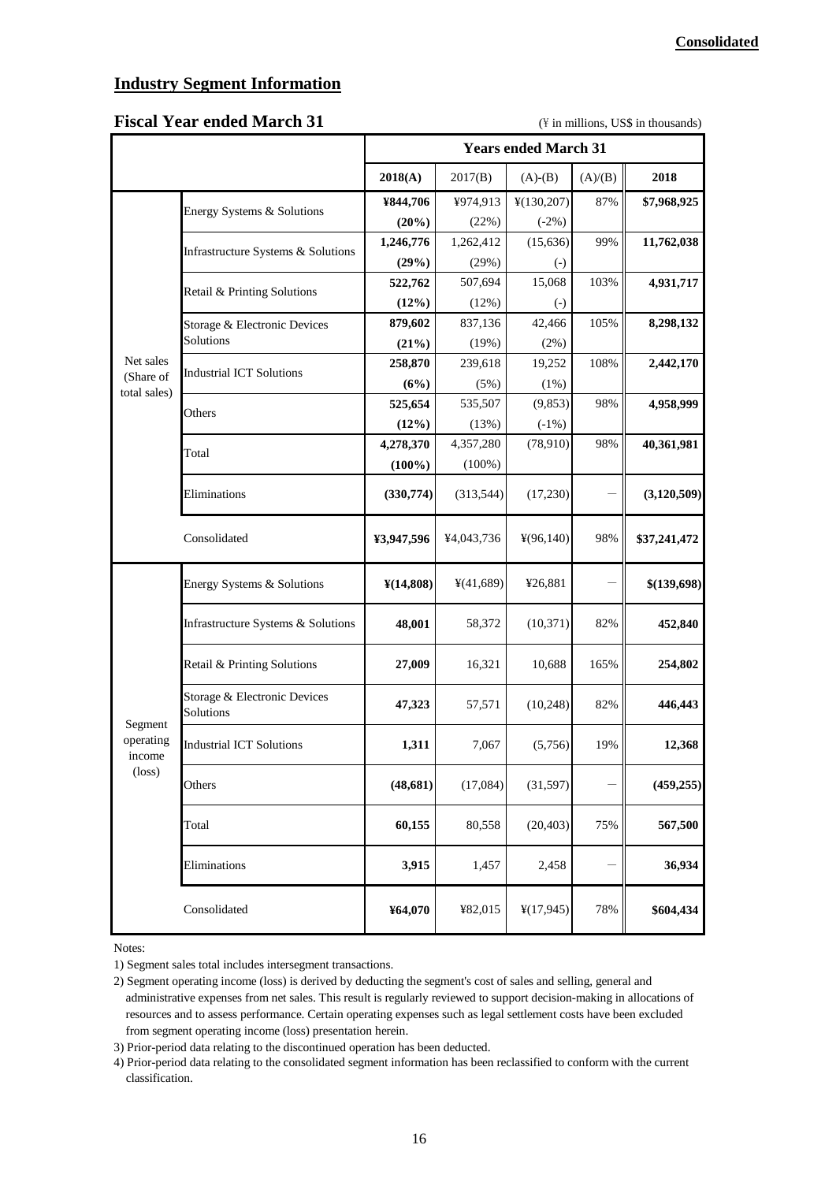**Consolidated**

## Industry Segment Information

### Fiscal Year ended March 31

(¥ in millions, US$ in thousands)

| | | Years ended March 31 | | | | |
|---|---|---|---|---|---|---|
| | | **2018(A)** | 2017(B) | (A)-(B) | (A)/(B) | **2018** |
| Net sales (Share of total sales) | Energy Systems & Solutions | **¥844,706** | ¥974,913 | ¥(130,207) | 87% | **$7,968,925** |
| | | **(20%)** | (22%) | (-2%) | | |
| | Infrastructure Systems & Solutions | **1,246,776** | 1,262,412 | (15,636) | 99% | **11,762,038** |
| | | **(29%)** | (29%) | (-) | | |
| | Retail & Printing Solutions | **522,762** | 507,694 | 15,068 | 103% | **4,931,717** |
| | | **(12%)** | (12%) | (-) | | |
| | Storage & Electronic Devices Solutions | **879,602** | 837,136 | 42,466 | 105% | **8,298,132** |
| | | **(21%)** | (19%) | (2%) | | |
| | Industrial ICT Solutions | **258,870** | 239,618 | 19,252 | 108% | **2,442,170** |
| | | **(6%)** | (5%) | (1%) | | |
| | Others | **525,654** | 535,507 | (9,853) | 98% | **4,958,999** |
| | | **(12%)** | (13%) | (-1%) | | |
| | Total | **4,278,370** | 4,357,280 | (78,910) | 98% | **40,361,981** |
| | | **(100%)** | (100%) | | | |
| | Eliminations | **(330,774)** | (313,544) | (17,230) | — | **(3,120,509)** |
| | Consolidated | **¥3,947,596** | ¥4,043,736 | ¥(96,140) | 98% | **$37,241,472** |
| Segment operating income (loss) | Energy Systems & Solutions | **¥(14,808)** | ¥(41,689) | ¥26,881 | — | **$(139,698)** |
| | Infrastructure Systems & Solutions | **48,001** | 58,372 | (10,371) | 82% | **452,840** |
| | Retail & Printing Solutions | **27,009** | 16,321 | 10,688 | 165% | **254,802** |
| | Storage & Electronic Devices Solutions | **47,323** | 57,571 | (10,248) | 82% | **446,443** |
| | Industrial ICT Solutions | **1,311** | 7,067 | (5,756) | 19% | **12,368** |
| | Others | **(48,681)** | (17,084) | (31,597) | — | **(459,255)** |
| | Total | **60,155** | 80,558 | (20,403) | 75% | **567,500** |
| | Eliminations | **3,915** | 1,457 | 2,458 | — | **36,934** |
| | Consolidated | **¥64,070** | ¥82,015 | ¥(17,945) | 78% | **$604,434** |

Notes:

1) Segment sales total includes intersegment transactions.

2) Segment operating income (loss) is derived by deducting the segment's cost of sales and selling, general and administrative expenses from net sales. This result is regularly reviewed to support decision-making in allocations of resources and to assess performance. Certain operating expenses such as legal settlement costs have been excluded from segment operating income (loss) presentation herein.

3) Prior-period data relating to the discontinued operation has been deducted.

4) Prior-period data relating to the consolidated segment information has been reclassified to conform with the current classification.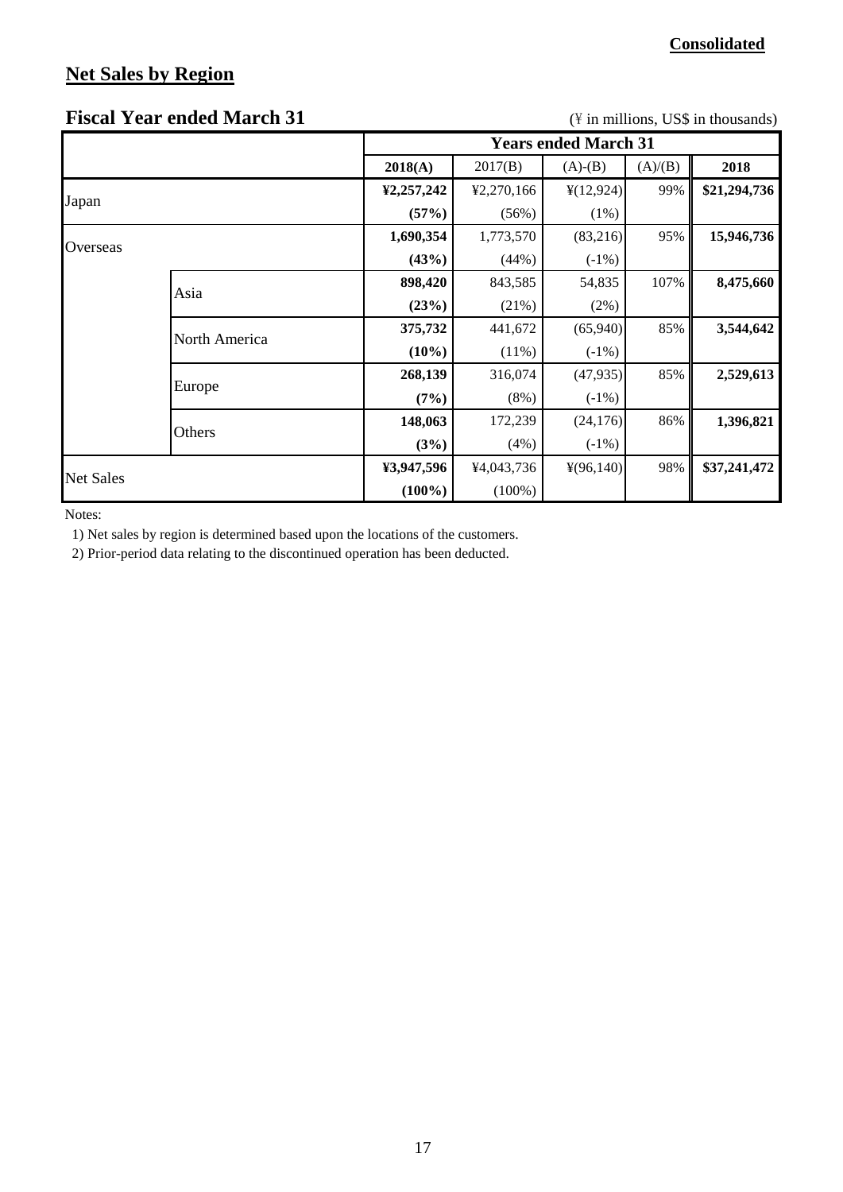**Consolidated**

## Net Sales by Region

### Fiscal Year ended March 31

(¥ in millions, US$ in thousands)

| | | Years ended March 31 | | | | |
|---|---|---|---|---|---|---|
| | | **2018(A)** | 2017(B) | (A)-(B) | (A)/(B) | **2018** |
| Japan | | **¥2,257,242** | ¥2,270,166 | ¥(12,924) | 99% | **$21,294,736** |
| | | **(57%)** | (56%) | (1%) | | |
| Overseas | | **1,690,354** | 1,773,570 | (83,216) | 95% | **15,946,736** |
| | | **(43%)** | (44%) | (-1%) | | |
| | Asia | **898,420** | 843,585 | 54,835 | 107% | **8,475,660** |
| | | **(23%)** | (21%) | (2%) | | |
| | North America | **375,732** | 441,672 | (65,940) | 85% | **3,544,642** |
| | | **(10%)** | (11%) | (-1%) | | |
| | Europe | **268,139** | 316,074 | (47,935) | 85% | **2,529,613** |
| | | **(7%)** | (8%) | (-1%) | | |
| | Others | **148,063** | 172,239 | (24,176) | 86% | **1,396,821** |
| | | **(3%)** | (4%) | (-1%) | | |
| Net Sales | | **¥3,947,596** | ¥4,043,736 | ¥(96,140) | 98% | **$37,241,472** |
| | | **(100%)** | (100%) | | | |

Notes:

1) Net sales by region is determined based upon the locations of the customers.

2) Prior-period data relating to the discontinued operation has been deducted.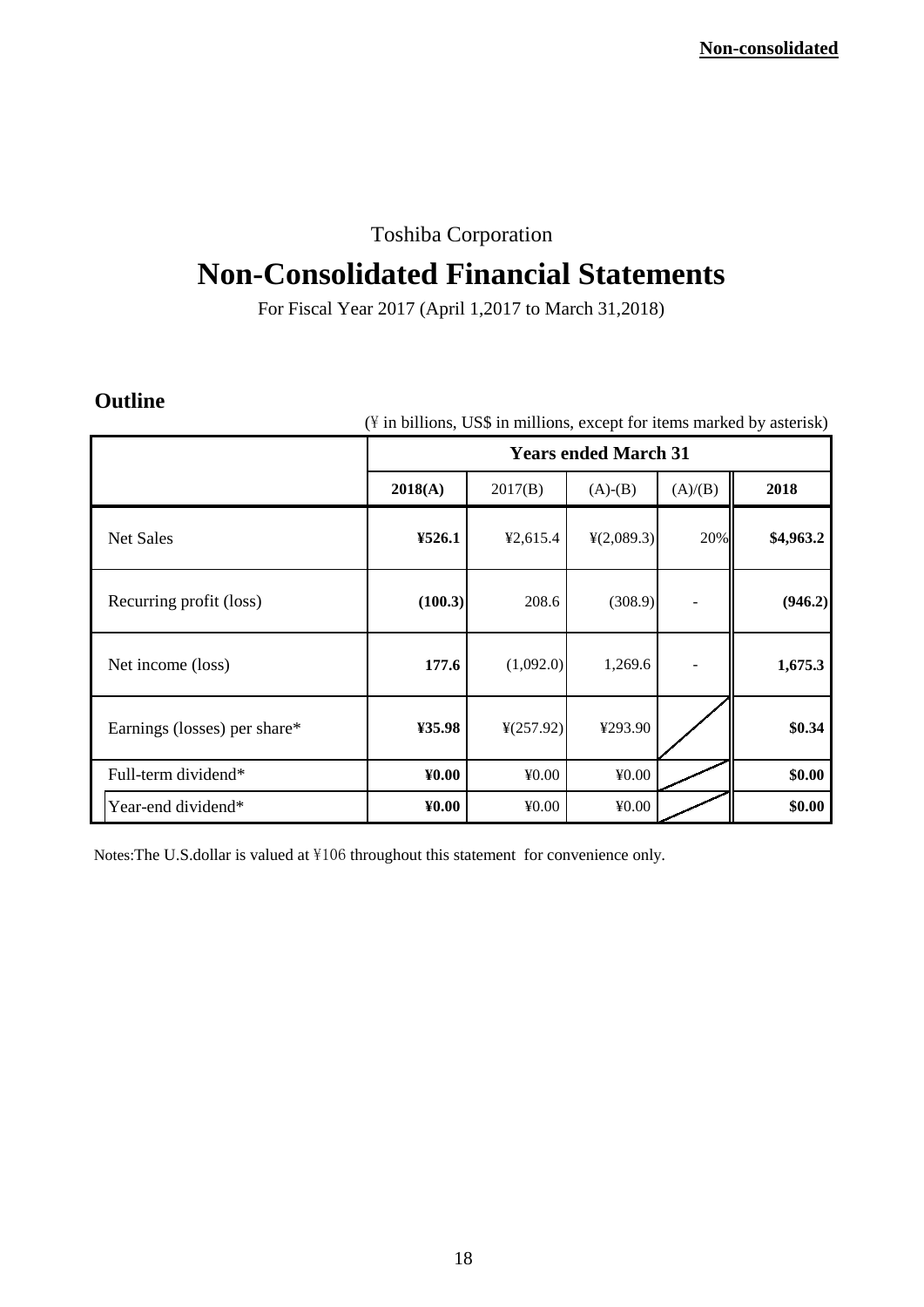**Non-consolidated**

Toshiba Corporation

# Non-Consolidated Financial Statements

For Fiscal Year 2017 (April 1,2017 to March 31,2018)

## Outline

(¥ in billions, US$ in millions, except for items marked by asterisk)

| | Years ended March 31 | | | | |
|---|---|---|---|---|---|
| | **2018(A)** | 2017(B) | (A)-(B) | (A)/(B) | **2018** |
| Net Sales | **¥526.1** | ¥2,615.4 | ¥(2,089.3) | 20% | **$4,963.2** |
| Recurring profit (loss) | **(100.3)** | 208.6 | (308.9) | - | **(946.2)** |
| Net income (loss) | **177.6** | (1,092.0) | 1,269.6 | - | **1,675.3** |
| Earnings (losses) per share* | **¥35.98** | ¥(257.92) | ¥293.90 | | **$0.34** |
| Full-term dividend* | **¥0.00** | ¥0.00 | ¥0.00 | | **$0.00** |
| Year-end dividend* | **¥0.00** | ¥0.00 | ¥0.00 | | **$0.00** |

Notes:The U.S.dollar is valued at ¥106 throughout this statement for convenience only.